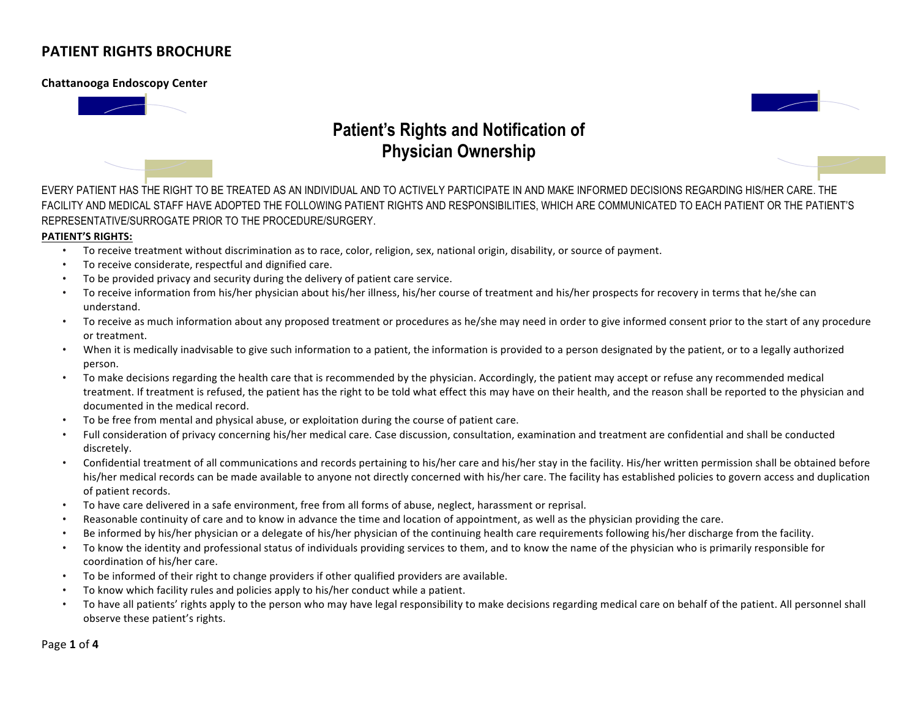# PATIENT RIGHTS BROCHURE

**Chattanooga Endoscopy Center**

## Patient's Rights and Notification of Physician Ownership

EVERY PATIENT HAS THE RIGHT TO BE TREATED AS AN INDIVIDUAL AND TO ACTIVELY PARTICIPATE IN AND MAKE INFORMED DECISIONS REGARDING HIS/HER CARE. THE FACILITY AND MEDICAL STAFF HAVE ADOPTED THE FOLLOWING PATIENT RIGHTS AND RESPONSIBILITIES, WHICH ARE COMMUNICATED TO EACH PATIENT OR THE PATIENT'S REPRESENTATIVE/SURROGATE PRIOR TO THE PROCEDURE/SURGERY.

**PATIENT'S RIGHTS:**

- To receive treatment without discrimination as to race, color, religion, sex, national origin, disability, or source of payment.
- To receive considerate, respectful and dignified care.
- To be provided privacy and security during the delivery of patient care service.
- To receive information from his/her physician about his/her illness, his/her course of treatment and his/her prospects for recovery in terms that he/she can understand.
- To receive as much information about any proposed treatment or procedures as he/she may need in order to give informed consent prior to the start of any procedure or treatment.
- When it is medically inadvisable to give such information to a patient, the information is provided to a person designated by the patient, or to a legally authorized person.
- To make decisions regarding the health care that is recommended by the physician. Accordingly, the patient may accept or refuse any recommended medical treatment. If treatment is refused, the patient has the right to be told what effect this may have on their health, and the reason shall be reported to the physician and documented in the medical record.
- To be free from mental and physical abuse, or exploitation during the course of patient care.
- Full consideration of privacy concerning his/her medical care. Case discussion, consultation, examination and treatment are confidential and shall be conducted discretely.
- Confidential treatment of all communications and records pertaining to his/her care and his/her stay in the facility. His/her written permission shall be obtained before his/her medical records can be made available to anyone not directly concerned with his/her care. The facility has established policies to govern access and duplication of patient records.
- To have care delivered in a safe environment, free from all forms of abuse, neglect, harassment or reprisal.
- Reasonable continuity of care and to know in advance the time and location of appointment, as well as the physician providing the care.
- Be informed by his/her physician or a delegate of his/her physician of the continuing health care requirements following his/her discharge from the facility.
- To know the identity and professional status of individuals providing services to them, and to know the name of the physician who is primarily responsible for coordination of his/her care.
- To be informed of their right to change providers if other qualified providers are available.
- To know which facility rules and policies apply to his/her conduct while a patient.
- To have all patients' rights apply to the person who may have legal responsibility to make decisions regarding medical care on behalf of the patient. All personnel shall observe these patient's rights.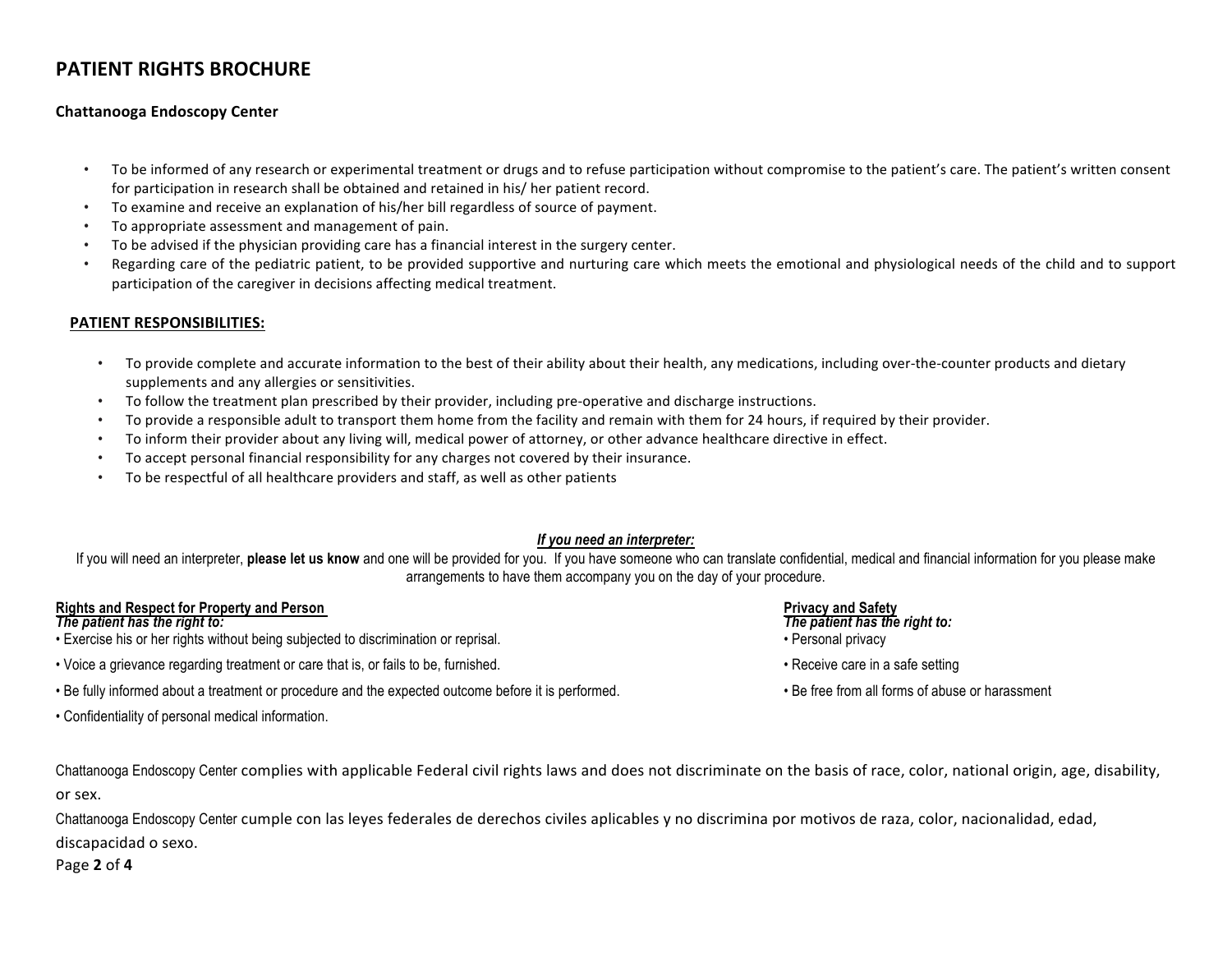# PATIENT RIGHTS BROCHURE

**Chattanooga Endoscopy Center**

- To be informed of any research or experimental treatment or drugs and to refuse participation without compromise to the patient's care. The patient's written consent for participation in research shall be obtained and retained in his/ her patient record.
- To examine and receive an explanation of his/her bill regardless of source of payment.
- To appropriate assessment and management of pain.
- To be advised if the physician providing care has a financial interest in the surgery center.
- Regarding care of the pediatric patient, to be provided supportive and nurturing care which meets the emotional and physiological needs of the child and to support participation of the caregiver in decisions affecting medical treatment.

## PATIENT RESPONSIBILITIES:

- To provide complete and accurate information to the best of their ability about their health, any medications, including over-the-counter products and dietary supplements and any allergies or sensitivities.
- To follow the treatment plan prescribed by their provider, including pre-operative and discharge instructions.
- To provide a responsible adult to transport them home from the facility and remain with them for 24 hours, if required by their provider.
- To inform their provider about any living will, medical power of attorney, or other advance healthcare directive in effect.
- To accept personal financial responsibility for any charges not covered by their insurance.
- To be respectful of all healthcare providers and staff, as well as other patients

***If you need an interpreter:***

If you will need an interpreter, **please let us know** and one will be provided for you. If you have someone who can translate confidential, medical and financial information for you please make arrangements to have them accompany you on the day of your procedure.

**Rights and Respect for Property and Person**

***The patient has the right to:***

- Exercise his or her rights without being subjected to discrimination or reprisal.
- Voice a grievance regarding treatment or care that is, or fails to be, furnished.
- Be fully informed about a treatment or procedure and the expected outcome before it is performed.
- Confidentiality of personal medical information.

**Privacy and Safety**

***The patient has the right to:***

- Personal privacy
- Receive care in a safe setting
- Be free from all forms of abuse or harassment

Chattanooga Endoscopy Center complies with applicable Federal civil rights laws and does not discriminate on the basis of race, color, national origin, age, disability, or sex.

Chattanooga Endoscopy Center cumple con las leyes federales de derechos civiles aplicables y no discrimina por motivos de raza, color, nacionalidad, edad, discapacidad o sexo.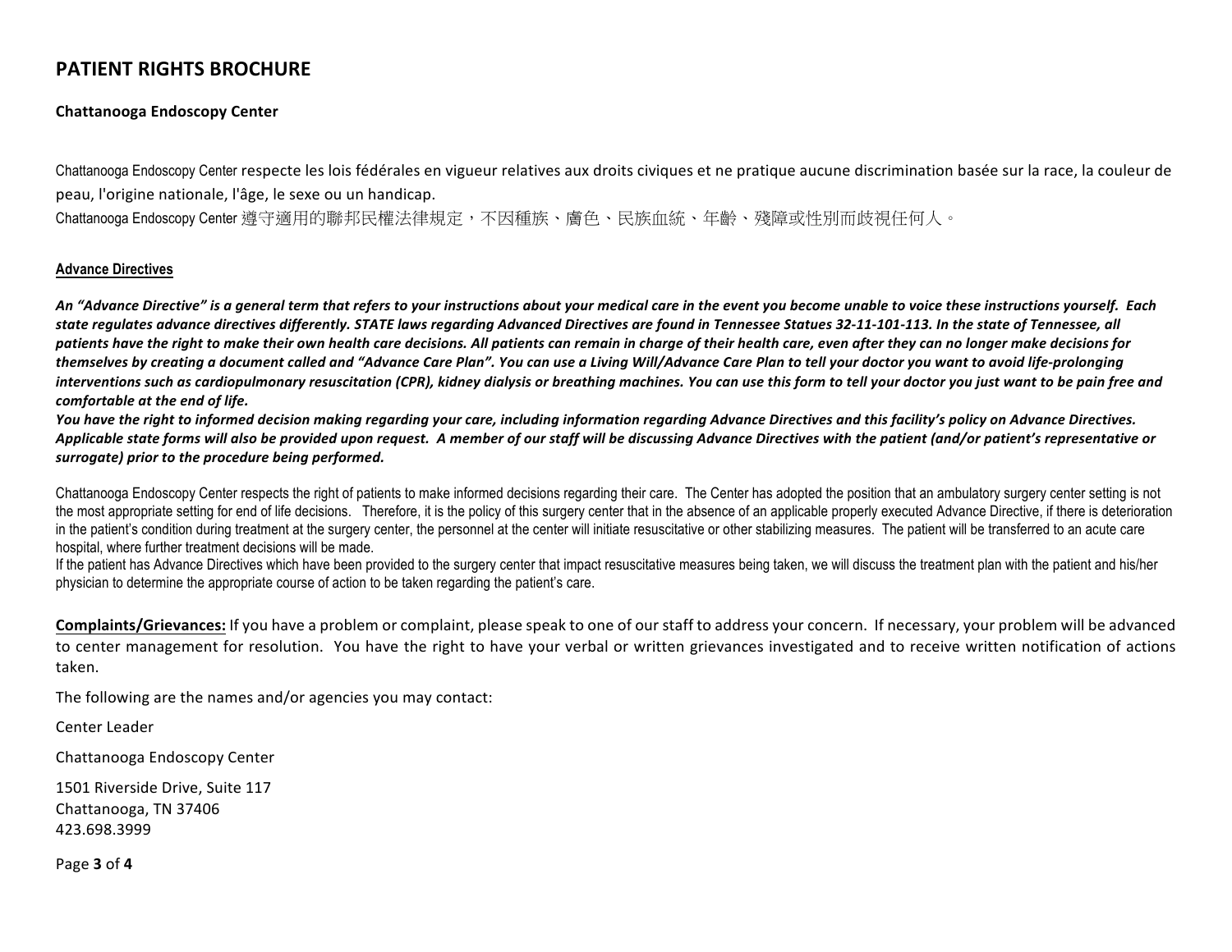## PATIENT RIGHTS BROCHURE

**Chattanooga Endoscopy Center**

Chattanooga Endoscopy Center respecte les lois fédérales en vigueur relatives aux droits civiques et ne pratique aucune discrimination basée sur la race, la couleur de peau, l'origine nationale, l'âge, le sexe ou un handicap.
Chattanooga Endoscopy Center 遵守適用的聯邦民權法律規定，不因種族、膚色、民族血統、年齡、殘障或性別而歧視任何人。

**Advance Directives**

***An "Advance Directive" is a general term that refers to your instructions about your medical care in the event you become unable to voice these instructions yourself. Each state regulates advance directives differently. STATE laws regarding Advanced Directives are found in Tennessee Statues 32-11-101-113. In the state of Tennessee, all patients have the right to make their own health care decisions. All patients can remain in charge of their health care, even after they can no longer make decisions for themselves by creating a document called and "Advance Care Plan". You can use a Living Will/Advance Care Plan to tell your doctor you want to avoid life-prolonging interventions such as cardiopulmonary resuscitation (CPR), kidney dialysis or breathing machines. You can use this form to tell your doctor you just want to be pain free and comfortable at the end of life.***
***You have the right to informed decision making regarding your care, including information regarding Advance Directives and this facility's policy on Advance Directives. Applicable state forms will also be provided upon request. A member of our staff will be discussing Advance Directives with the patient (and/or patient's representative or surrogate) prior to the procedure being performed.***

Chattanooga Endoscopy Center respects the right of patients to make informed decisions regarding their care. The Center has adopted the position that an ambulatory surgery center setting is not the most appropriate setting for end of life decisions. Therefore, it is the policy of this surgery center that in the absence of an applicable properly executed Advance Directive, if there is deterioration in the patient's condition during treatment at the surgery center, the personnel at the center will initiate resuscitative or other stabilizing measures. The patient will be transferred to an acute care hospital, where further treatment decisions will be made.
If the patient has Advance Directives which have been provided to the surgery center that impact resuscitative measures being taken, we will discuss the treatment plan with the patient and his/her physician to determine the appropriate course of action to be taken regarding the patient's care.

**Complaints/Grievances:** If you have a problem or complaint, please speak to one of our staff to address your concern. If necessary, your problem will be advanced to center management for resolution. You have the right to have your verbal or written grievances investigated and to receive written notification of actions taken.

The following are the names and/or agencies you may contact:

Center Leader

Chattanooga Endoscopy Center

1501 Riverside Drive, Suite 117
Chattanooga, TN 37406
423.698.3999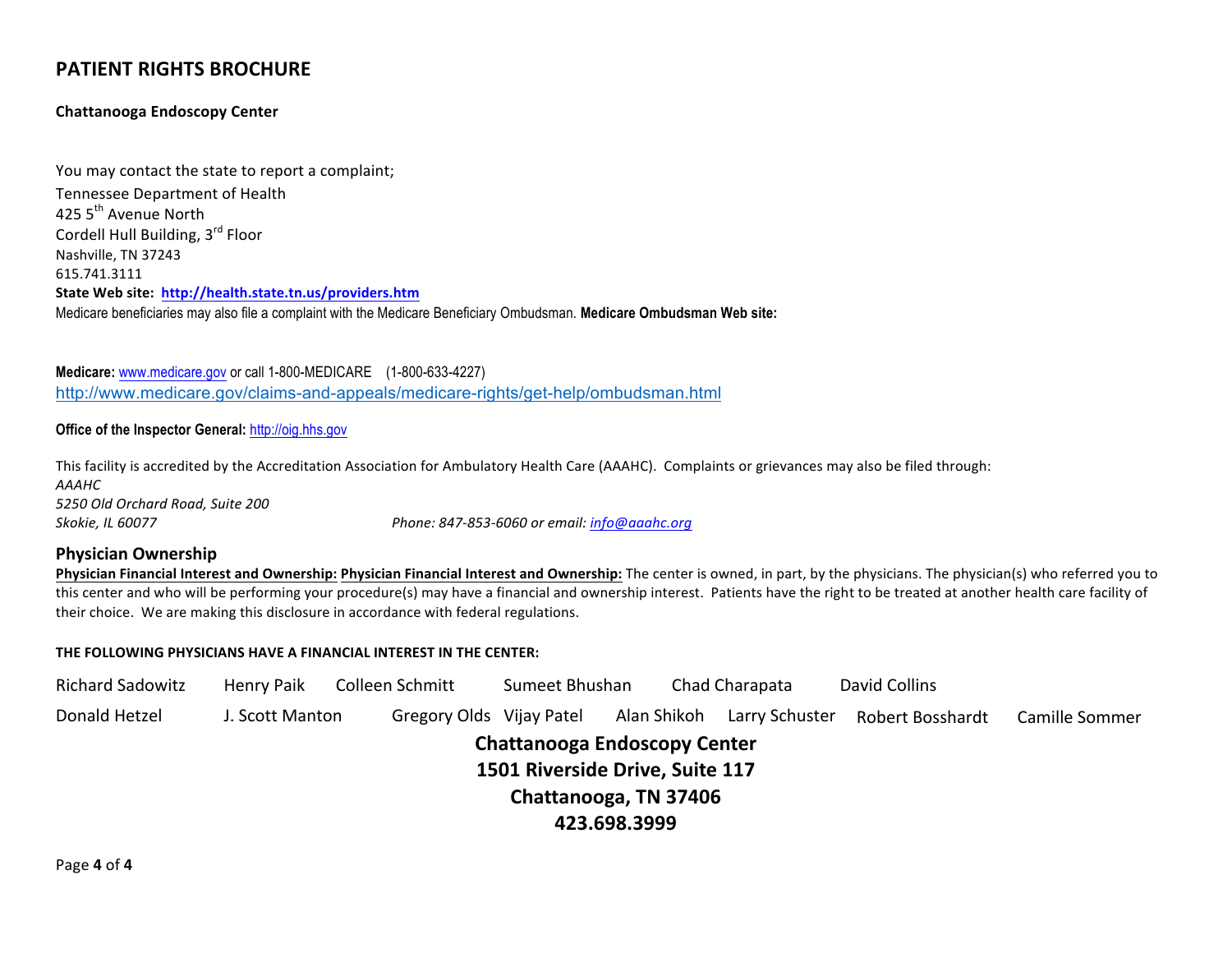# PATIENT RIGHTS BROCHURE

**Chattanooga Endoscopy Center**

You may contact the state to report a complaint;
Tennessee Department of Health
425 5th Avenue North
Cordell Hull Building, 3rd Floor
Nashville, TN 37243
615.741.3111
**State Web site: http://health.state.tn.us/providers.htm**
Medicare beneficiaries may also file a complaint with the Medicare Beneficiary Ombudsman. **Medicare Ombudsman Web site:**

**Medicare:** www.medicare.gov or call 1-800-MEDICARE (1-800-633-4227)
http://www.medicare.gov/claims-and-appeals/medicare-rights/get-help/ombudsman.html

**Office of the Inspector General:** http://oig.hhs.gov

This facility is accredited by the Accreditation Association for Ambulatory Health Care (AAAHC). Complaints or grievances may also be filed through:
*AAAHC*
*5250 Old Orchard Road, Suite 200*
*Skokie, IL 60077* *Phone: 847-853-6060 or email: info@aaahc.org*

## Physician Ownership

**Physician Financial Interest and Ownership: Physician Financial Interest and Ownership:** The center is owned, in part, by the physicians. The physician(s) who referred you to this center and who will be performing your procedure(s) may have a financial and ownership interest. Patients have the right to be treated at another health care facility of their choice. We are making this disclosure in accordance with federal regulations.

**THE FOLLOWING PHYSICIANS HAVE A FINANCIAL INTEREST IN THE CENTER:**

Richard Sadowitz, Henry Paik, Colleen Schmitt, Sumeet Bhushan, Chad Charapata, David Collins
Donald Hetzel, J. Scott Manton, Gregory Olds, Vijay Patel, Alan Shikoh, Larry Schuster, Robert Bosshardt, Camille Sommer

**Chattanooga Endoscopy Center**
**1501 Riverside Drive, Suite 117**
**Chattanooga, TN 37406**
**423.698.3999**